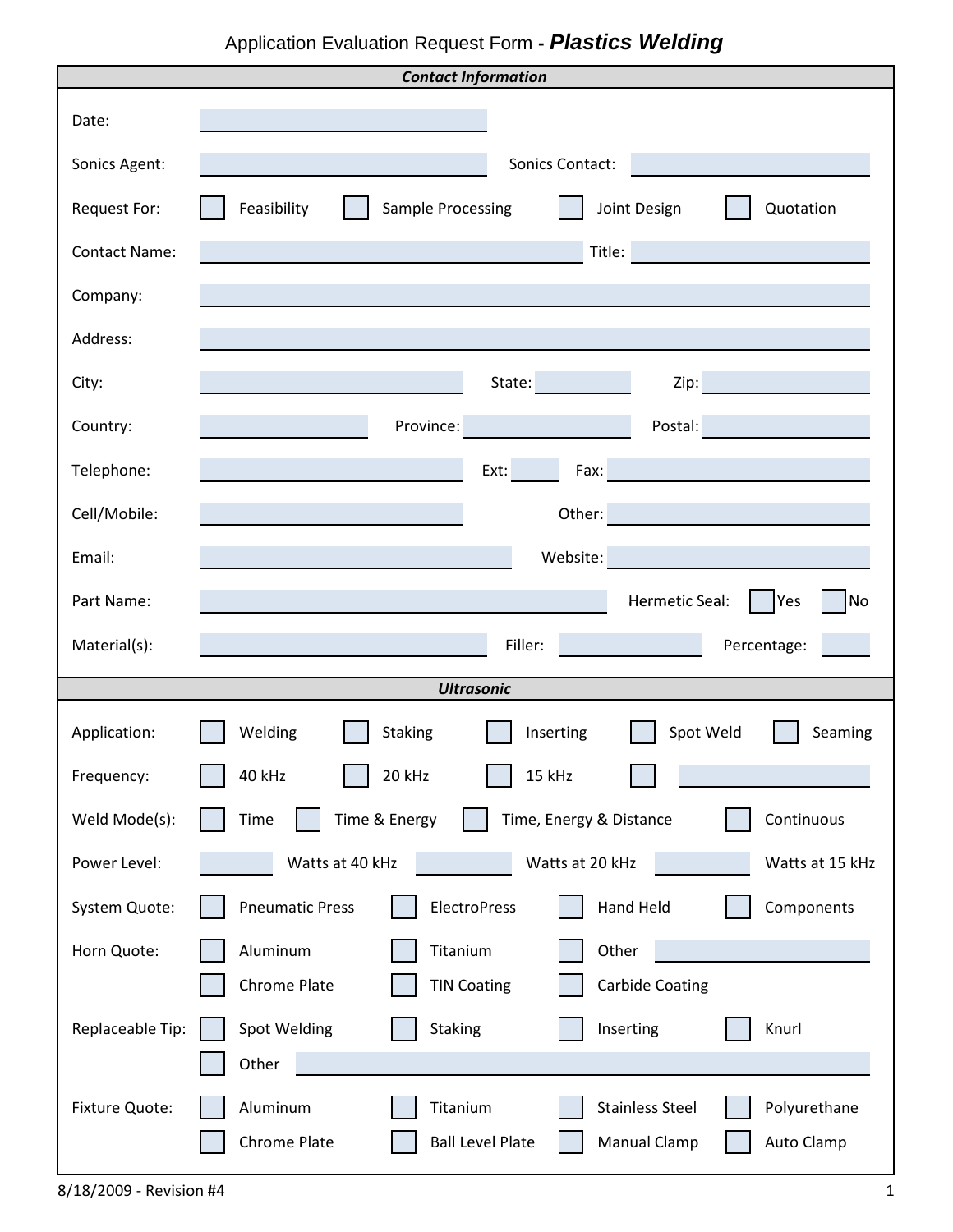# Application Evaluation Request Form - ***Plastics Welding***

## *Contact Information*

Date: ______

Sonics Agent: ______ Sonics Contact: ______

Request For: ☐ Feasibility ☐ Sample Processing ☐ Joint Design ☐ Quotation

Contact Name: ______ Title: ______

Company: ______

Address: ______

City: ______ State: ______ Zip: ______

Country: ______ Province: ______ Postal: ______

Telephone: ______ Ext: ______ Fax: ______

Cell/Mobile: ______ Other: ______

Email: ______ Website: ______

Part Name: ______ Hermetic Seal: ☐ Yes ☐ No

Material(s): ______ Filler: ______ Percentage: ______

## *Ultrasonic*

Application: ☐ Welding ☐ Staking ☐ Inserting ☐ Spot Weld ☐ Seaming

Frequency: ☐ 40 kHz ☐ 20 kHz ☐ 15 kHz ☐ ______

Weld Mode(s): ☐ Time ☐ Time & Energy ☐ Time, Energy & Distance ☐ Continuous

Power Level: ______ Watts at 40 kHz ______ Watts at 20 kHz ______ Watts at 15 kHz

System Quote: ☐ Pneumatic Press ☐ ElectroPress ☐ Hand Held ☐ Components

Horn Quote: ☐ Aluminum ☐ Titanium ☐ Other ______
☐ Chrome Plate ☐ TIN Coating ☐ Carbide Coating

Replaceable Tip: ☐ Spot Welding ☐ Staking ☐ Inserting ☐ Knurl
☐ Other ______

Fixture Quote: ☐ Aluminum ☐ Titanium ☐ Stainless Steel ☐ Polyurethane
☐ Chrome Plate ☐ Ball Level Plate ☐ Manual Clamp ☐ Auto Clamp

8/18/2009 - Revision #4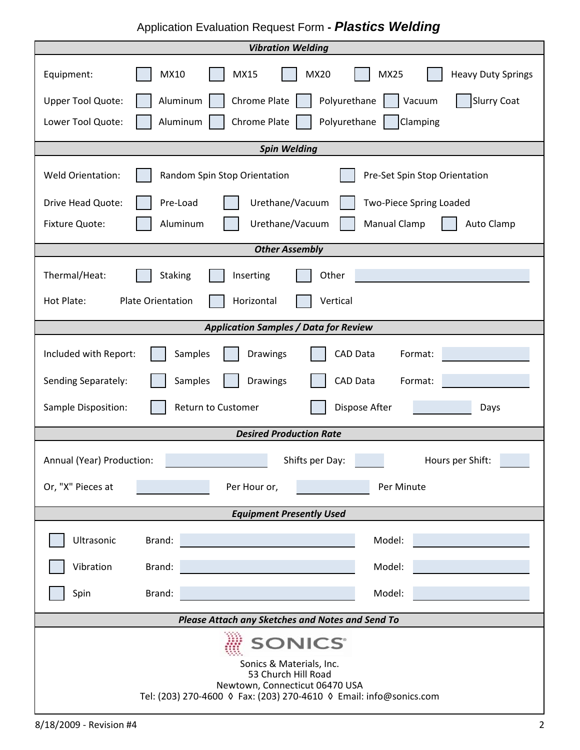# Application Evaluation Request Form - ***Plastics Welding***

## *Vibration Welding*

Equipment: ☐ MX10 ☐ MX15 ☐ MX20 ☐ MX25 ☐ Heavy Duty Springs

Upper Tool Quote: ☐ Aluminum ☐ Chrome Plate ☐ Polyurethane ☐ Vacuum ☐ Slurry Coat

Lower Tool Quote: ☐ Aluminum ☐ Chrome Plate ☐ Polyurethane ☐ Clamping

## *Spin Welding*

Weld Orientation: ☐ Random Spin Stop Orientation ☐ Pre-Set Spin Stop Orientation

Drive Head Quote: ☐ Pre-Load ☐ Urethane/Vacuum ☐ Two-Piece Spring Loaded

Fixture Quote: ☐ Aluminum ☐ Urethane/Vacuum ☐ Manual Clamp ☐ Auto Clamp

## *Other Assembly*

Thermal/Heat: ☐ Staking ☐ Inserting ☐ Other ________

Hot Plate: Plate Orientation ☐ Horizontal ☐ Vertical

## *Application Samples / Data for Review*

Included with Report: ☐ Samples ☐ Drawings ☐ CAD Data Format: ________

Sending Separately: ☐ Samples ☐ Drawings ☐ CAD Data Format: ________

Sample Disposition: ☐ Return to Customer ☐ Dispose After ________ Days

## *Desired Production Rate*

Annual (Year) Production: ________ Shifts per Day: ________ Hours per Shift: ________

Or, "X" Pieces at ________ Per Hour or, ________ Per Minute

## *Equipment Presently Used*

☐ Ultrasonic Brand: ________ Model: ________

☐ Vibration Brand: ________ Model: ________

☐ Spin Brand: ________ Model: ________

## *Please Attach any Sketches and Notes and Send To*

SONICS

Sonics & Materials, Inc.
53 Church Hill Road
Newtown, Connecticut 06470 USA
Tel: (203) 270-4600 ◊ Fax: (203) 270-4610 ◊ Email: info@sonics.com

8/18/2009 - Revision #4